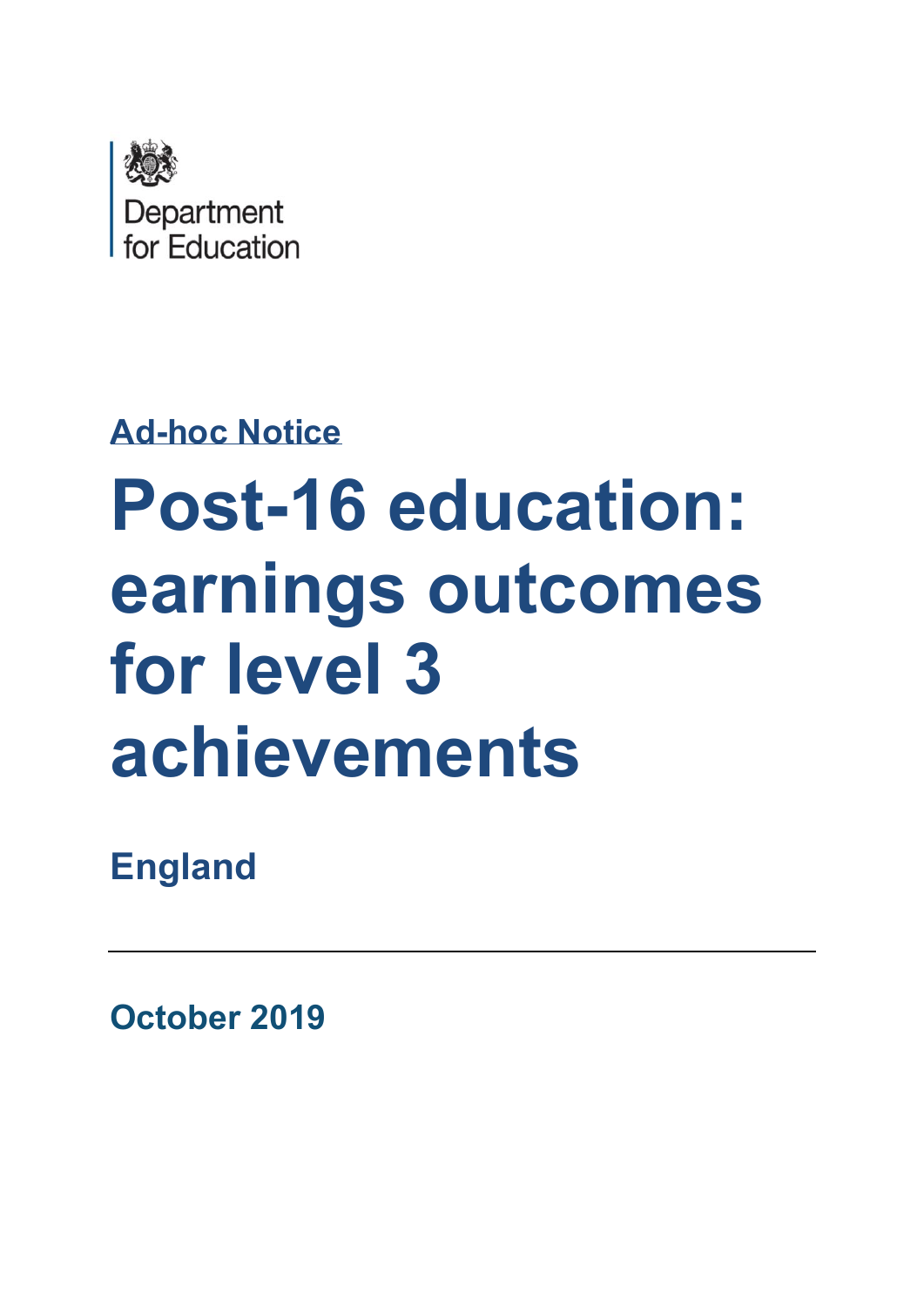Department for Education

Ad-hoc Notice

# Post-16 education: earnings outcomes for level 3 achievements

## England

October 2019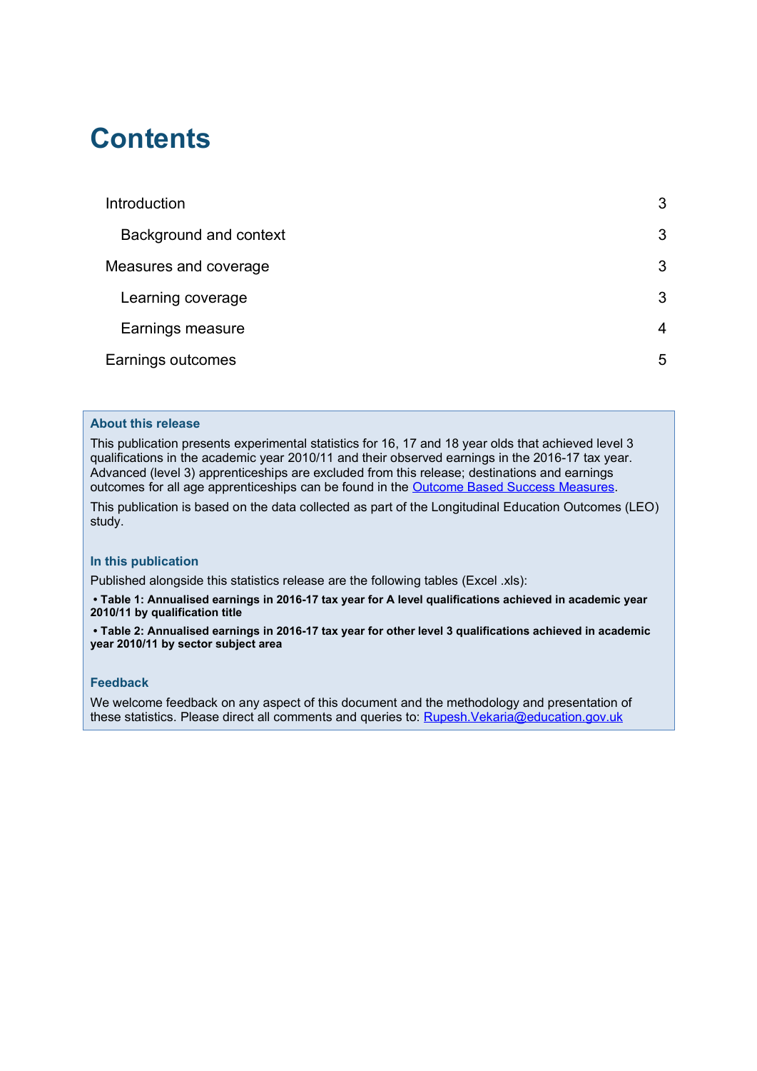# Contents

Introduction 3

- Background and context 3

Measures and coverage 3

- Learning coverage 3
- Earnings measure 4

Earnings outcomes 5

**About this release**

This publication presents experimental statistics for 16, 17 and 18 year olds that achieved level 3 qualifications in the academic year 2010/11 and their observed earnings in the 2016-17 tax year. Advanced (level 3) apprenticeships are excluded from this release; destinations and earnings outcomes for all age apprenticeships can be found in the [Outcome Based Success Measures](Outcome Based Success Measures).

This publication is based on the data collected as part of the Longitudinal Education Outcomes (LEO) study.

**In this publication**

Published alongside this statistics release are the following tables (Excel .xls):

- **Table 1: Annualised earnings in 2016-17 tax year for A level qualifications achieved in academic year 2010/11 by qualification title**
- **Table 2: Annualised earnings in 2016-17 tax year for other level 3 qualifications achieved in academic year 2010/11 by sector subject area**

**Feedback**

We welcome feedback on any aspect of this document and the methodology and presentation of these statistics. Please direct all comments and queries to: [Rupesh.Vekaria@education.gov.uk](mailto:Rupesh.Vekaria@education.gov.uk)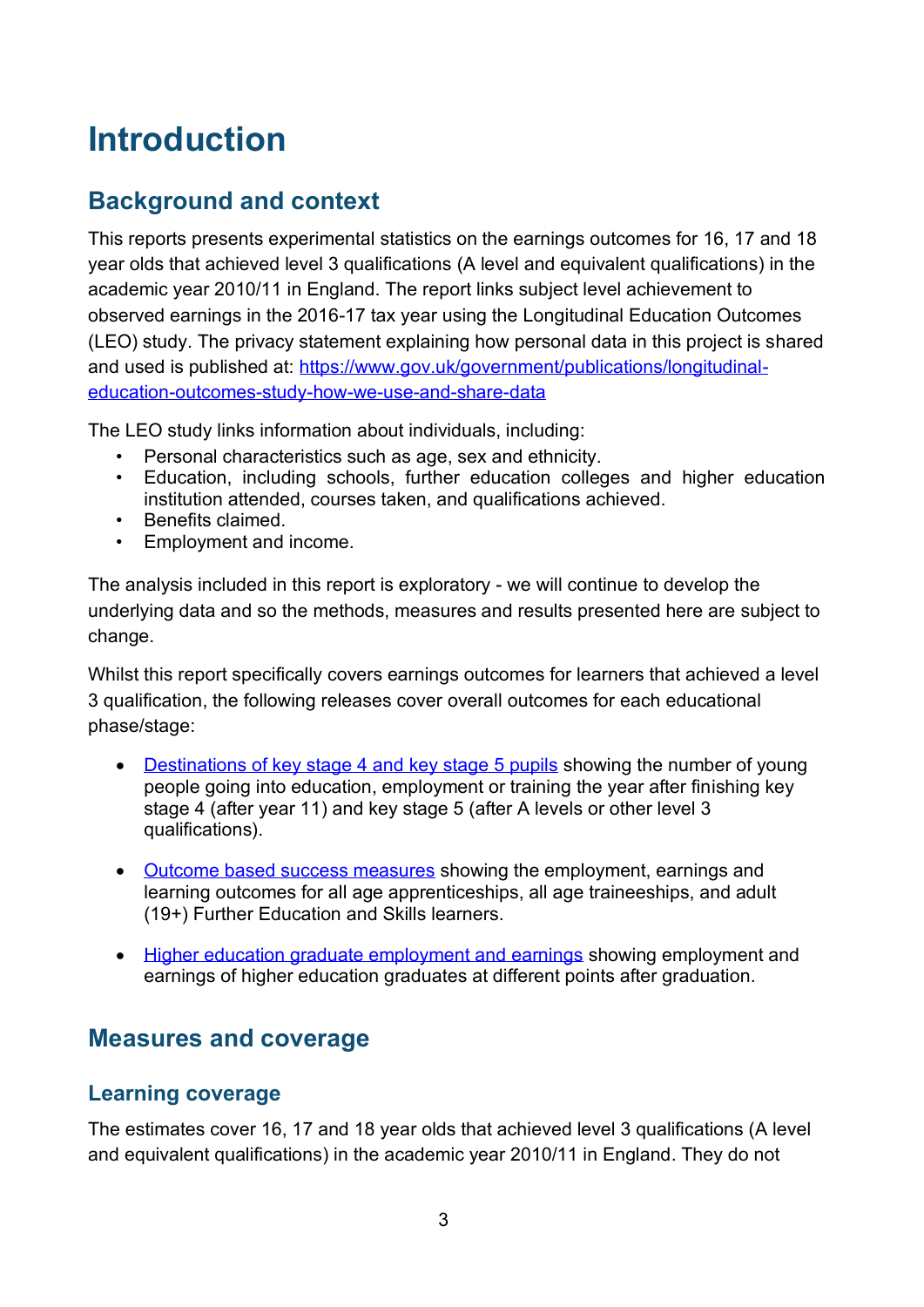# Introduction

## Background and context

This reports presents experimental statistics on the earnings outcomes for 16, 17 and 18 year olds that achieved level 3 qualifications (A level and equivalent qualifications) in the academic year 2010/11 in England. The report links subject level achievement to observed earnings in the 2016-17 tax year using the Longitudinal Education Outcomes (LEO) study. The privacy statement explaining how personal data in this project is shared and used is published at: [https://www.gov.uk/government/publications/longitudinal-education-outcomes-study-how-we-use-and-share-data](https://www.gov.uk/government/publications/longitudinal-education-outcomes-study-how-we-use-and-share-data)

The LEO study links information about individuals, including:

- Personal characteristics such as age, sex and ethnicity.
- Education, including schools, further education colleges and higher education institution attended, courses taken, and qualifications achieved.
- Benefits claimed.
- Employment and income.

The analysis included in this report is exploratory - we will continue to develop the underlying data and so the methods, measures and results presented here are subject to change.

Whilst this report specifically covers earnings outcomes for learners that achieved a level 3 qualification, the following releases cover overall outcomes for each educational phase/stage:

- Destinations of key stage 4 and key stage 5 pupils showing the number of young people going into education, employment or training the year after finishing key stage 4 (after year 11) and key stage 5 (after A levels or other level 3 qualifications).
- Outcome based success measures showing the employment, earnings and learning outcomes for all age apprenticeships, all age traineeships, and adult (19+) Further Education and Skills learners.
- Higher education graduate employment and earnings showing employment and earnings of higher education graduates at different points after graduation.

## Measures and coverage

### Learning coverage

The estimates cover 16, 17 and 18 year olds that achieved level 3 qualifications (A level and equivalent qualifications) in the academic year 2010/11 in England. They do not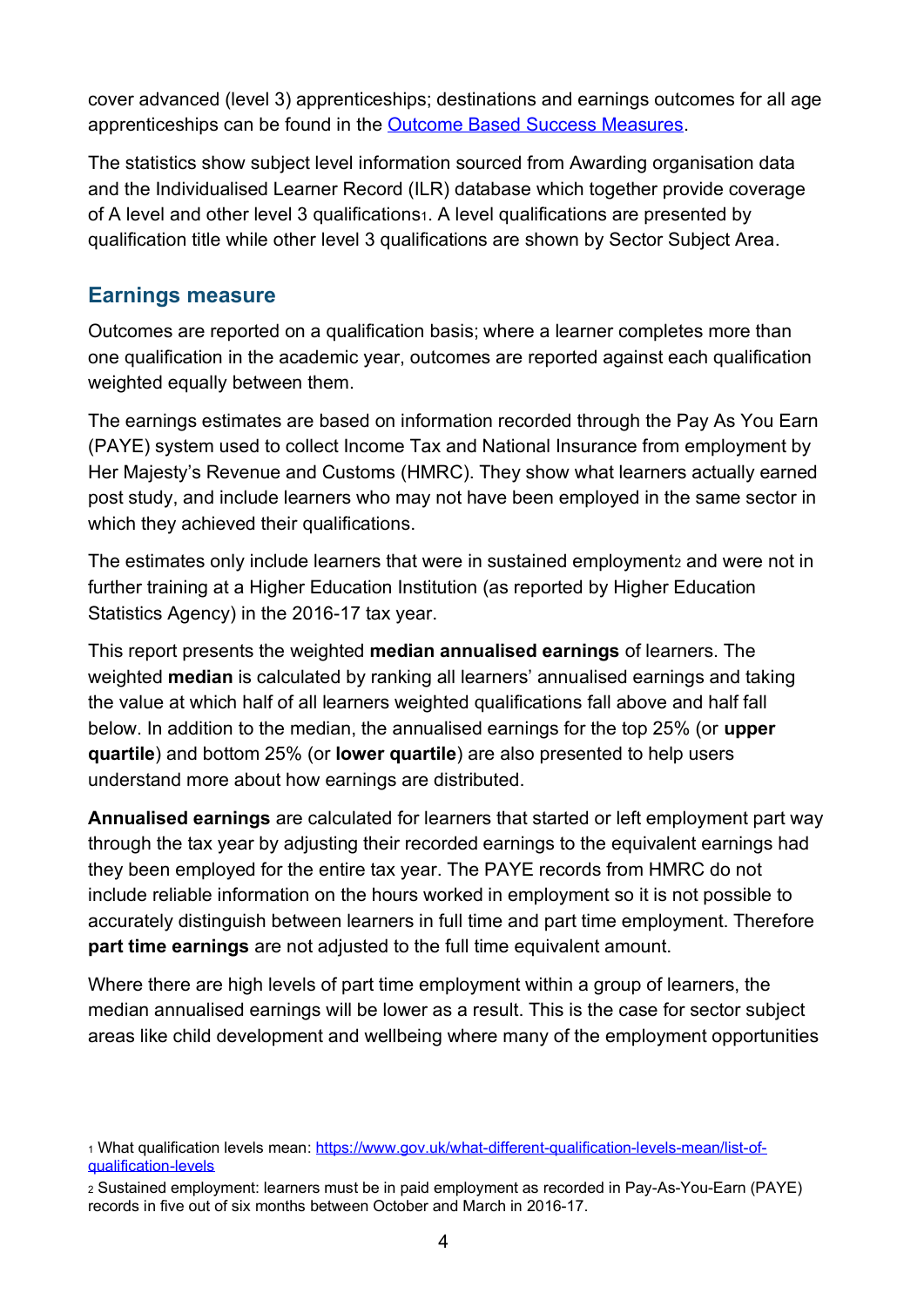cover advanced (level 3) apprenticeships; destinations and earnings outcomes for all age apprenticeships can be found in the Outcome Based Success Measures.

The statistics show subject level information sourced from Awarding organisation data and the Individualised Learner Record (ILR) database which together provide coverage of A level and other level 3 qualifications[1]. A level qualifications are presented by qualification title while other level 3 qualifications are shown by Sector Subject Area.

## Earnings measure

Outcomes are reported on a qualification basis; where a learner completes more than one qualification in the academic year, outcomes are reported against each qualification weighted equally between them.

The earnings estimates are based on information recorded through the Pay As You Earn (PAYE) system used to collect Income Tax and National Insurance from employment by Her Majesty's Revenue and Customs (HMRC). They show what learners actually earned post study, and include learners who may not have been employed in the same sector in which they achieved their qualifications.

The estimates only include learners that were in sustained employment[2] and were not in further training at a Higher Education Institution (as reported by Higher Education Statistics Agency) in the 2016-17 tax year.

This report presents the weighted **median annualised earnings** of learners. The weighted **median** is calculated by ranking all learners' annualised earnings and taking the value at which half of all learners weighted qualifications fall above and half fall below. In addition to the median, the annualised earnings for the top 25% (or **upper quartile**) and bottom 25% (or **lower quartile**) are also presented to help users understand more about how earnings are distributed.

**Annualised earnings** are calculated for learners that started or left employment part way through the tax year by adjusting their recorded earnings to the equivalent earnings had they been employed for the entire tax year. The PAYE records from HMRC do not include reliable information on the hours worked in employment so it is not possible to accurately distinguish between learners in full time and part time employment. Therefore **part time earnings** are not adjusted to the full time equivalent amount.

Where there are high levels of part time employment within a group of learners, the median annualised earnings will be lower as a result. This is the case for sector subject areas like child development and wellbeing where many of the employment opportunities

[1] What qualification levels mean: https://www.gov.uk/what-different-qualification-levels-mean/list-of-qualification-levels

[2] Sustained employment: learners must be in paid employment as recorded in Pay-As-You-Earn (PAYE) records in five out of six months between October and March in 2016-17.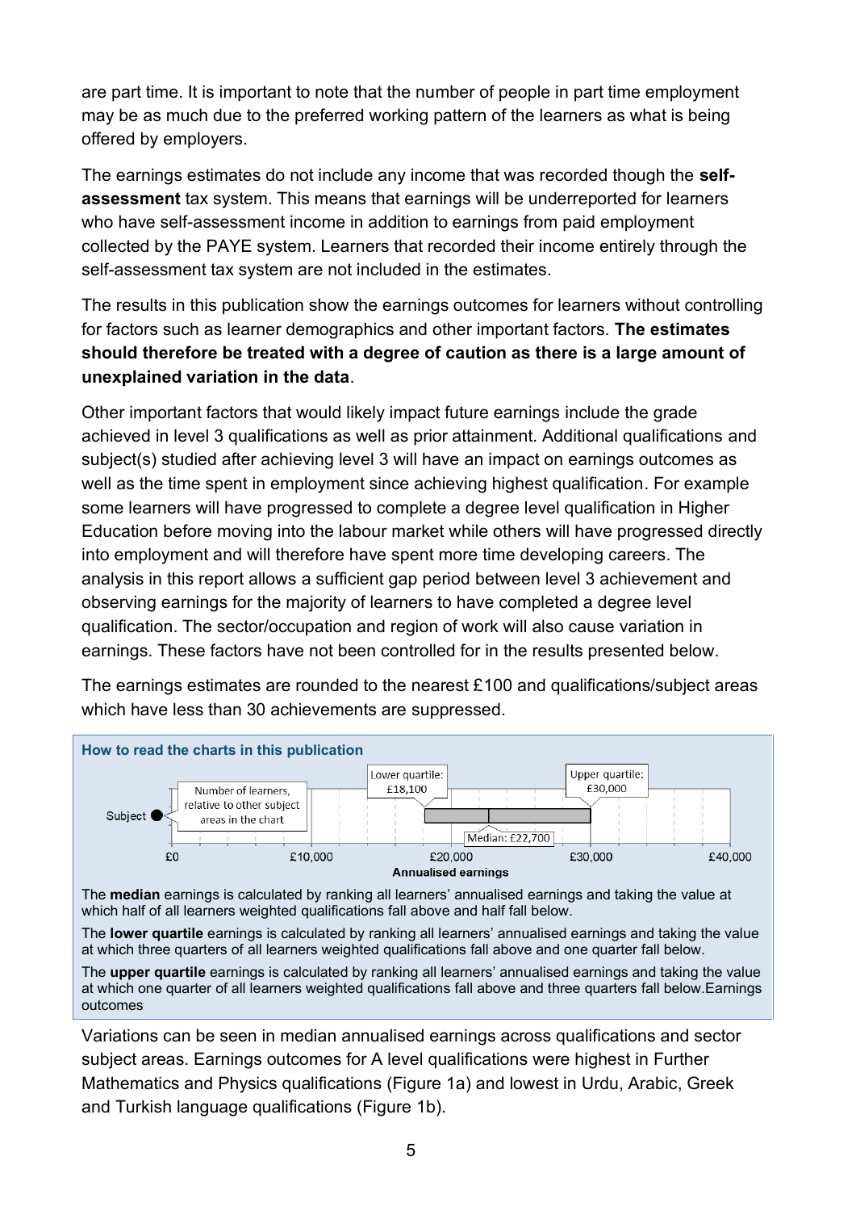are part time. It is important to note that the number of people in part time employment may be as much due to the preferred working pattern of the learners as what is being offered by employers.

The earnings estimates do not include any income that was recorded though the **self-assessment** tax system. This means that earnings will be underreported for learners who have self-assessment income in addition to earnings from paid employment collected by the PAYE system. Learners that recorded their income entirely through the self-assessment tax system are not included in the estimates.

The results in this publication show the earnings outcomes for learners without controlling for factors such as learner demographics and other important factors. **The estimates should therefore be treated with a degree of caution as there is a large amount of unexplained variation in the data**.

Other important factors that would likely impact future earnings include the grade achieved in level 3 qualifications as well as prior attainment. Additional qualifications and subject(s) studied after achieving level 3 will have an impact on earnings outcomes as well as the time spent in employment since achieving highest qualification. For example some learners will have progressed to complete a degree level qualification in Higher Education before moving into the labour market while others will have progressed directly into employment and will therefore have spent more time developing careers. The analysis in this report allows a sufficient gap period between level 3 achievement and observing earnings for the majority of learners to have completed a degree level qualification. The sector/occupation and region of work will also cause variation in earnings. These factors have not been controlled for in the results presented below.

The earnings estimates are rounded to the nearest £100 and qualifications/subject areas which have less than 30 achievements are suppressed.

**How to read the charts in this publication**

Subject ● — Number of learners, relative to other subject areas in the chart

Lower quartile: £18,100 — Median: £22,700 — Upper quartile: £30,000

£0 — £10,000 — £20,000 — £30,000 — £40,000

**Annualised earnings**

The **median** earnings is calculated by ranking all learners' annualised earnings and taking the value at which half of all learners weighted qualifications fall above and half fall below.

The **lower quartile** earnings is calculated by ranking all learners' annualised earnings and taking the value at which three quarters of all learners weighted qualifications fall above and one quarter fall below.

The **upper quartile** earnings is calculated by ranking all learners' annualised earnings and taking the value at which one quarter of all learners weighted qualifications fall above and three quarters fall below.Earnings outcomes

Variations can be seen in median annualised earnings across qualifications and sector subject areas. Earnings outcomes for A level qualifications were highest in Further Mathematics and Physics qualifications (Figure 1a) and lowest in Urdu, Arabic, Greek and Turkish language qualifications (Figure 1b).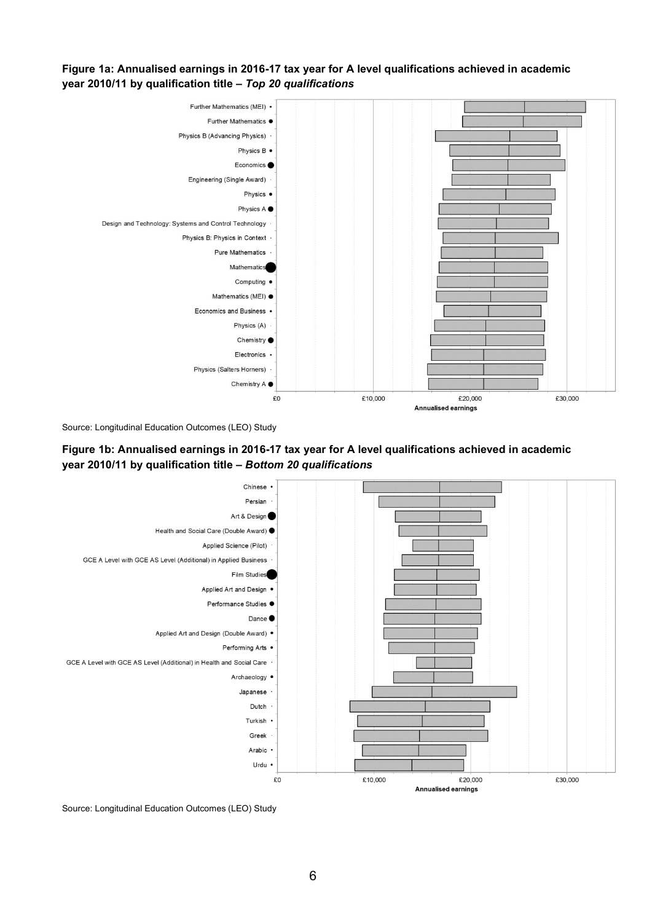**Figure 1a: Annualised earnings in 2016-17 tax year for A level qualifications achieved in academic year 2010/11 by qualification title –** ***Top 20 qualifications***

Further Mathematics (MEI)
Further Mathematics
Physics B (Advancing Physics)
Physics B
Economics
Engineering (Single Award)
Physics
Physics A
Design and Technology: Systems and Control Technology
Physics B: Physics in Context
Pure Mathematics
Mathematics
Computing
Mathematics (MEI)
Economics and Business
Physics (A)
Chemistry
Electronics
Physics (Salters Horners)
Chemistry A

£0 £10,000 £20,000 £30,000

Annualised earnings

Source: Longitudinal Education Outcomes (LEO) Study

**Figure 1b: Annualised earnings in 2016-17 tax year for A level qualifications achieved in academic year 2010/11 by qualification title –** ***Bottom 20 qualifications***

Chinese
Persian
Art & Design
Health and Social Care (Double Award)
Applied Science (Pilot)
GCE A Level with GCE AS Level (Additional) in Applied Business
Film Studies
Applied Art and Design
Performance Studies
Dance
Applied Art and Design (Double Award)
Performing Arts
GCE A Level with GCE AS Level (Additional) in Health and Social Care
Archaeology
Japanese
Dutch
Turkish
Greek
Arabic
Urdu

£0 £10,000 £20,000 £30,000

Annualised earnings

Source: Longitudinal Education Outcomes (LEO) Study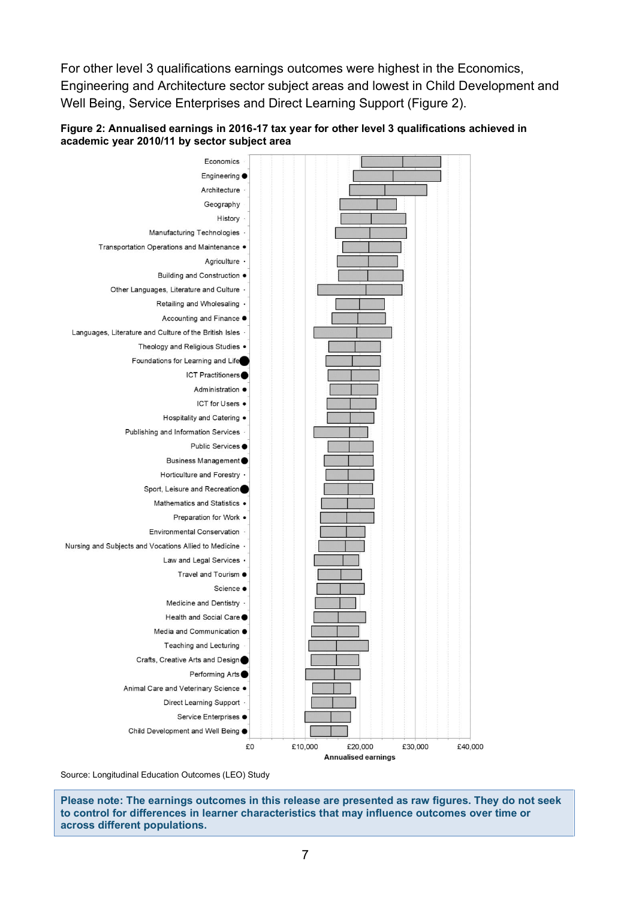For other level 3 qualifications earnings outcomes were highest in the Economics, Engineering and Architecture sector subject areas and lowest in Child Development and Well Being, Service Enterprises and Direct Learning Support (Figure 2).

**Figure 2: Annualised earnings in 2016-17 tax year for other level 3 qualifications achieved in academic year 2010/11 by sector subject area**

Economics
Engineering
Architecture
Geography
History
Manufacturing Technologies
Transportation Operations and Maintenance
Agriculture
Building and Construction
Other Languages, Literature and Culture
Retailing and Wholesaling
Accounting and Finance
Languages, Literature and Culture of the British Isles
Theology and Religious Studies
Foundations for Learning and Life
ICT Practitioners
Administration
ICT for Users
Hospitality and Catering
Publishing and Information Services
Public Services
Business Management
Horticulture and Forestry
Sport, Leisure and Recreation
Mathematics and Statistics
Preparation for Work
Environmental Conservation
Nursing and Subjects and Vocations Allied to Medicine
Law and Legal Services
Travel and Tourism
Science
Medicine and Dentistry
Health and Social Care
Media and Communication
Teaching and Lecturing
Crafts, Creative Arts and Design
Performing Arts
Animal Care and Veterinary Science
Direct Learning Support
Service Enterprises
Child Development and Well Being

£0 £10,000 £20,000 £30,000 £40,000

Annualised earnings

Source: Longitudinal Education Outcomes (LEO) Study

**Please note: The earnings outcomes in this release are presented as raw figures. They do not seek to control for differences in learner characteristics that may influence outcomes over time or across different populations.**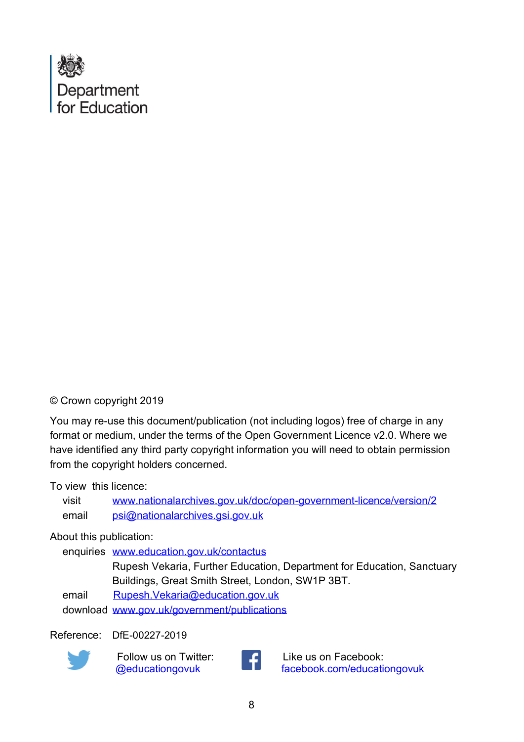Department for Education

© Crown copyright 2019

You may re-use this document/publication (not including logos) free of charge in any format or medium, under the terms of the Open Government Licence v2.0. Where we have identified any third party copyright information you will need to obtain permission from the copyright holders concerned.

To view this licence:

visit www.nationalarchives.gov.uk/doc/open-government-licence/version/2
email psi@nationalarchives.gsi.gov.uk

About this publication:

enquiries www.education.gov.uk/contactus
Rupesh Vekaria, Further Education, Department for Education, Sanctuary Buildings, Great Smith Street, London, SW1P 3BT.
email Rupesh.Vekaria@education.gov.uk
download www.gov.uk/government/publications

Reference: DfE-00227-2019

Follow us on Twitter: @educationgovuk

Like us on Facebook: facebook.com/educationgovuk